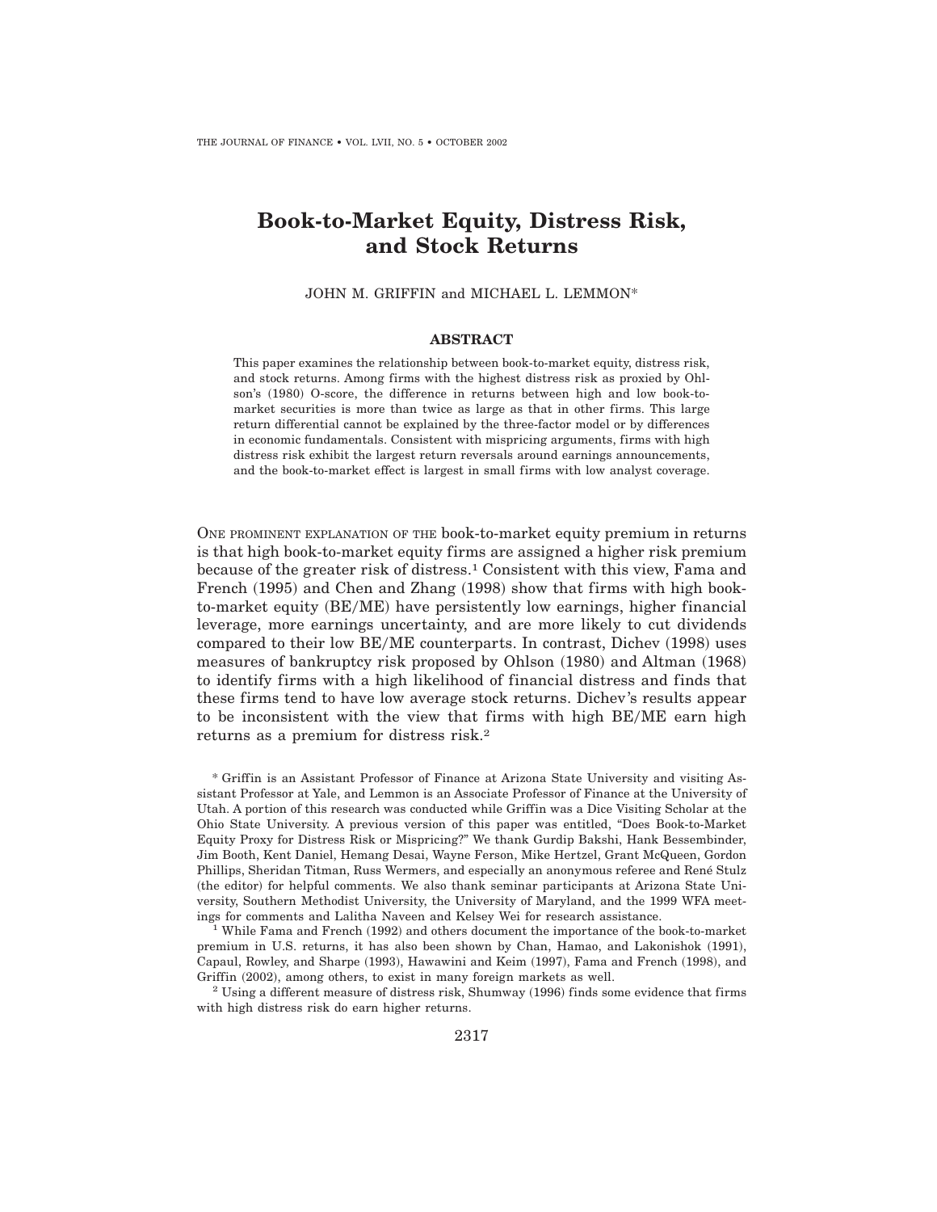# Book-to-Market Equity, Distress Risk, and Stock Returns

JOHN M. GRIFFIN and MICHAEL L. LEMMON*

## ABSTRACT

This paper examines the relationship between book-to-market equity, distress risk, and stock returns. Among firms with the highest distress risk as proxied by Ohlson's (1980) O-score, the difference in returns between high and low book-to-market securities is more than twice as large as that in other firms. This large return differential cannot be explained by the three-factor model or by differences in economic fundamentals. Consistent with mispricing arguments, firms with high distress risk exhibit the largest return reversals around earnings announcements, and the book-to-market effect is largest in small firms with low analyst coverage.

ONE PROMINENT EXPLANATION OF THE book-to-market equity premium in returns is that high book-to-market equity firms are assigned a higher risk premium because of the greater risk of distress.[1] Consistent with this view, Fama and French (1995) and Chen and Zhang (1998) show that firms with high book-to-market equity (BE/ME) have persistently low earnings, higher financial leverage, more earnings uncertainty, and are more likely to cut dividends compared to their low BE/ME counterparts. In contrast, Dichev (1998) uses measures of bankruptcy risk proposed by Ohlson (1980) and Altman (1968) to identify firms with a high likelihood of financial distress and finds that these firms tend to have low average stock returns. Dichev's results appear to be inconsistent with the view that firms with high BE/ME earn high returns as a premium for distress risk.[2]

\* Griffin is an Assistant Professor of Finance at Arizona State University and visiting Assistant Professor at Yale, and Lemmon is an Associate Professor of Finance at the University of Utah. A portion of this research was conducted while Griffin was a Dice Visiting Scholar at the Ohio State University. A previous version of this paper was entitled, "Does Book-to-Market Equity Proxy for Distress Risk or Mispricing?" We thank Gurdip Bakshi, Hank Bessembinder, Jim Booth, Kent Daniel, Hemang Desai, Wayne Ferson, Mike Hertzel, Grant McQueen, Gordon Phillips, Sheridan Titman, Russ Wermers, and especially an anonymous referee and René Stulz (the editor) for helpful comments. We also thank seminar participants at Arizona State University, Southern Methodist University, the University of Maryland, and the 1999 WFA meetings for comments and Lalitha Naveen and Kelsey Wei for research assistance.

[1] While Fama and French (1992) and others document the importance of the book-to-market premium in U.S. returns, it has also been shown by Chan, Hamao, and Lakonishok (1991), Capaul, Rowley, and Sharpe (1993), Hawawini and Keim (1997), Fama and French (1998), and Griffin (2002), among others, to exist in many foreign markets as well.

[2] Using a different measure of distress risk, Shumway (1996) finds some evidence that firms with high distress risk do earn higher returns.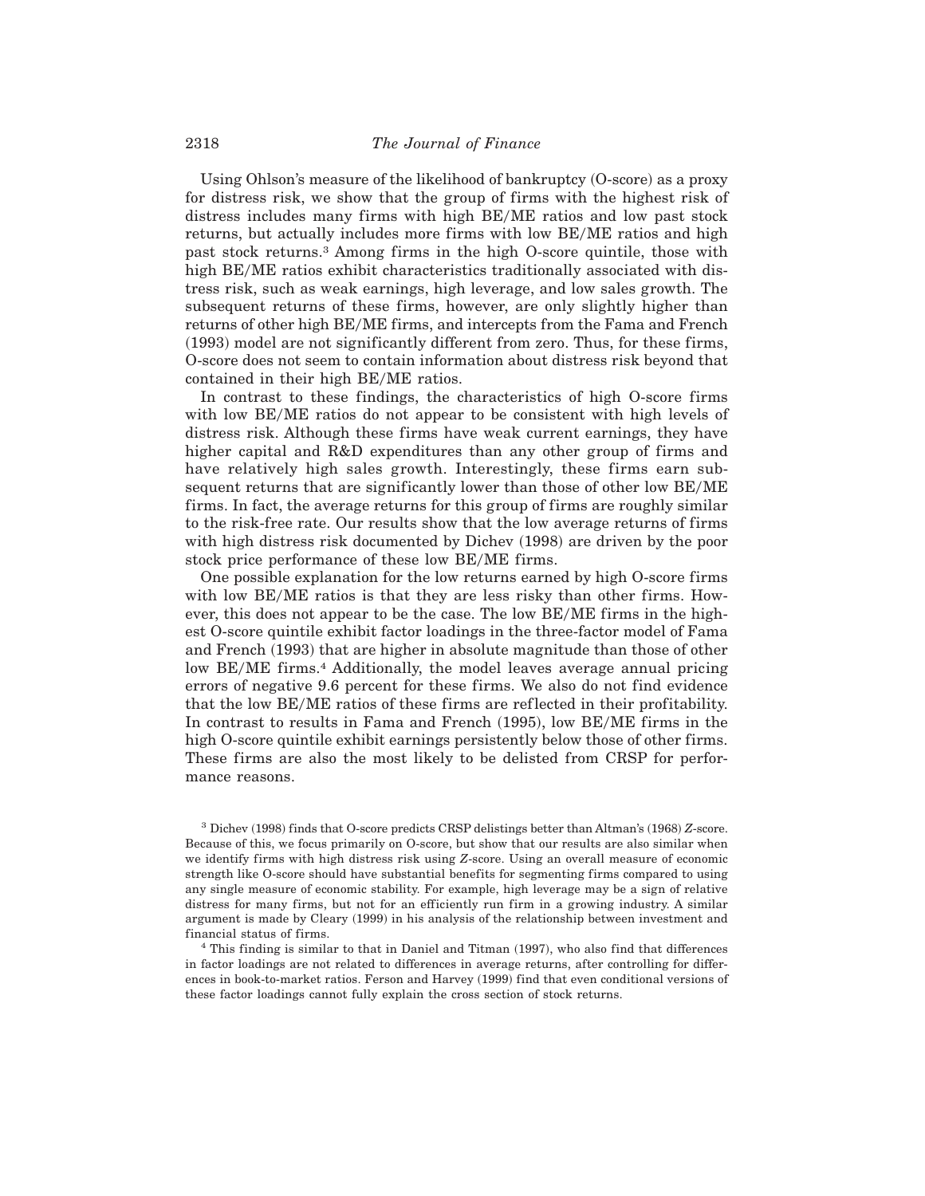Using Ohlson's measure of the likelihood of bankruptcy (O-score) as a proxy for distress risk, we show that the group of firms with the highest risk of distress includes many firms with high BE/ME ratios and low past stock returns, but actually includes more firms with low BE/ME ratios and high past stock returns.[3] Among firms in the high O-score quintile, those with high BE/ME ratios exhibit characteristics traditionally associated with distress risk, such as weak earnings, high leverage, and low sales growth. The subsequent returns of these firms, however, are only slightly higher than returns of other high BE/ME firms, and intercepts from the Fama and French (1993) model are not significantly different from zero. Thus, for these firms, O-score does not seem to contain information about distress risk beyond that contained in their high BE/ME ratios.

In contrast to these findings, the characteristics of high O-score firms with low BE/ME ratios do not appear to be consistent with high levels of distress risk. Although these firms have weak current earnings, they have higher capital and R&D expenditures than any other group of firms and have relatively high sales growth. Interestingly, these firms earn subsequent returns that are significantly lower than those of other low BE/ME firms. In fact, the average returns for this group of firms are roughly similar to the risk-free rate. Our results show that the low average returns of firms with high distress risk documented by Dichev (1998) are driven by the poor stock price performance of these low BE/ME firms.

One possible explanation for the low returns earned by high O-score firms with low BE/ME ratios is that they are less risky than other firms. However, this does not appear to be the case. The low BE/ME firms in the highest O-score quintile exhibit factor loadings in the three-factor model of Fama and French (1993) that are higher in absolute magnitude than those of other low BE/ME firms.[4] Additionally, the model leaves average annual pricing errors of negative 9.6 percent for these firms. We also do not find evidence that the low BE/ME ratios of these firms are reflected in their profitability. In contrast to results in Fama and French (1995), low BE/ME firms in the high O-score quintile exhibit earnings persistently below those of other firms. These firms are also the most likely to be delisted from CRSP for performance reasons.

[3] Dichev (1998) finds that O-score predicts CRSP delistings better than Altman's (1968) *Z*-score. Because of this, we focus primarily on O-score, but show that our results are also similar when we identify firms with high distress risk using *Z*-score. Using an overall measure of economic strength like O-score should have substantial benefits for segmenting firms compared to using any single measure of economic stability. For example, high leverage may be a sign of relative distress for many firms, but not for an efficiently run firm in a growing industry. A similar argument is made by Cleary (1999) in his analysis of the relationship between investment and financial status of firms.

[4] This finding is similar to that in Daniel and Titman (1997), who also find that differences in factor loadings are not related to differences in average returns, after controlling for differences in book-to-market ratios. Ferson and Harvey (1999) find that even conditional versions of these factor loadings cannot fully explain the cross section of stock returns.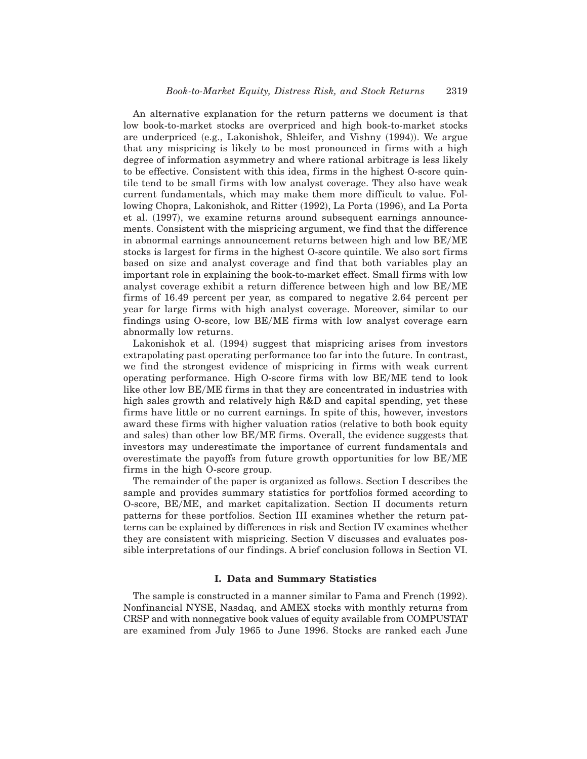An alternative explanation for the return patterns we document is that low book-to-market stocks are overpriced and high book-to-market stocks are underpriced (e.g., Lakonishok, Shleifer, and Vishny (1994)). We argue that any mispricing is likely to be most pronounced in firms with a high degree of information asymmetry and where rational arbitrage is less likely to be effective. Consistent with this idea, firms in the highest O-score quintile tend to be small firms with low analyst coverage. They also have weak current fundamentals, which may make them more difficult to value. Following Chopra, Lakonishok, and Ritter (1992), La Porta (1996), and La Porta et al. (1997), we examine returns around subsequent earnings announcements. Consistent with the mispricing argument, we find that the difference in abnormal earnings announcement returns between high and low BE/ME stocks is largest for firms in the highest O-score quintile. We also sort firms based on size and analyst coverage and find that both variables play an important role in explaining the book-to-market effect. Small firms with low analyst coverage exhibit a return difference between high and low BE/ME firms of 16.49 percent per year, as compared to negative 2.64 percent per year for large firms with high analyst coverage. Moreover, similar to our findings using O-score, low BE/ME firms with low analyst coverage earn abnormally low returns.

Lakonishok et al. (1994) suggest that mispricing arises from investors extrapolating past operating performance too far into the future. In contrast, we find the strongest evidence of mispricing in firms with weak current operating performance. High O-score firms with low BE/ME tend to look like other low BE/ME firms in that they are concentrated in industries with high sales growth and relatively high R&D and capital spending, yet these firms have little or no current earnings. In spite of this, however, investors award these firms with higher valuation ratios (relative to both book equity and sales) than other low BE/ME firms. Overall, the evidence suggests that investors may underestimate the importance of current fundamentals and overestimate the payoffs from future growth opportunities for low BE/ME firms in the high O-score group.

The remainder of the paper is organized as follows. Section I describes the sample and provides summary statistics for portfolios formed according to O-score, BE/ME, and market capitalization. Section II documents return patterns for these portfolios. Section III examines whether the return patterns can be explained by differences in risk and Section IV examines whether they are consistent with mispricing. Section V discusses and evaluates possible interpretations of our findings. A brief conclusion follows in Section VI.

## I. Data and Summary Statistics

The sample is constructed in a manner similar to Fama and French (1992). Nonfinancial NYSE, Nasdaq, and AMEX stocks with monthly returns from CRSP and with nonnegative book values of equity available from COMPUSTAT are examined from July 1965 to June 1996. Stocks are ranked each June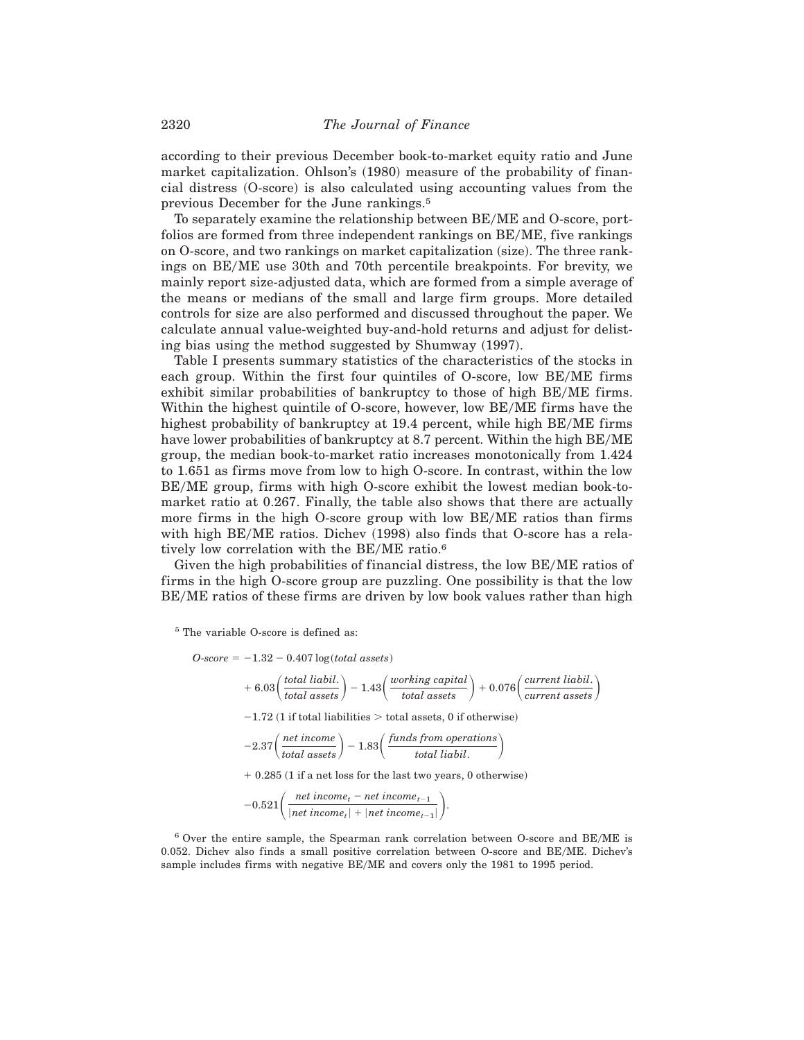according to their previous December book-to-market equity ratio and June market capitalization. Ohlson's (1980) measure of the probability of financial distress (O-score) is also calculated using accounting values from the previous December for the June rankings.[5]

To separately examine the relationship between BE/ME and O-score, portfolios are formed from three independent rankings on BE/ME, five rankings on O-score, and two rankings on market capitalization (size). The three rankings on BE/ME use 30th and 70th percentile breakpoints. For brevity, we mainly report size-adjusted data, which are formed from a simple average of the means or medians of the small and large firm groups. More detailed controls for size are also performed and discussed throughout the paper. We calculate annual value-weighted buy-and-hold returns and adjust for delisting bias using the method suggested by Shumway (1997).

Table I presents summary statistics of the characteristics of the stocks in each group. Within the first four quintiles of O-score, low BE/ME firms exhibit similar probabilities of bankruptcy to those of high BE/ME firms. Within the highest quintile of O-score, however, low BE/ME firms have the highest probability of bankruptcy at 19.4 percent, while high BE/ME firms have lower probabilities of bankruptcy at 8.7 percent. Within the high BE/ME group, the median book-to-market ratio increases monotonically from 1.424 to 1.651 as firms move from low to high O-score. In contrast, within the low BE/ME group, firms with high O-score exhibit the lowest median book-to-market ratio at 0.267. Finally, the table also shows that there are actually more firms in the high O-score group with low BE/ME ratios than firms with high BE/ME ratios. Dichev (1998) also finds that O-score has a relatively low correlation with the BE/ME ratio.[6]

Given the high probabilities of financial distress, the low BE/ME ratios of firms in the high O-score group are puzzling. One possibility is that the low BE/ME ratios of these firms are driven by low book values rather than high

[5] The variable O-score is defined as:

$$
\begin{aligned}
O\text{-}score = & -1.32 - 0.407 \log(\textit{total assets}) \\
& + 6.03\left(\frac{\textit{total liabil.}}{\textit{total assets}}\right) - 1.43\left(\frac{\textit{working capital}}{\textit{total assets}}\right) + 0.076\left(\frac{\textit{current liabil.}}{\textit{current assets}}\right) \\
& -1.72 \text{ (1 if total liabilities} > \text{total assets, 0 if otherwise)} \\
& -2.37\left(\frac{\textit{net income}}{\textit{total assets}}\right) - 1.83\left(\frac{\textit{funds from operations}}{\textit{total liabil.}}\right) \\
& + 0.285 \text{ (1 if a net loss for the last two years, 0 otherwise)} \\
& -0.521\left(\frac{\textit{net income}_t - \textit{net income}_{t-1}}{|\textit{net income}_t| + |\textit{net income}_{t-1}|}\right).
\end{aligned}
$$

[6] Over the entire sample, the Spearman rank correlation between O-score and BE/ME is 0.052. Dichev also finds a small positive correlation between O-score and BE/ME. Dichev's sample includes firms with negative BE/ME and covers only the 1981 to 1995 period.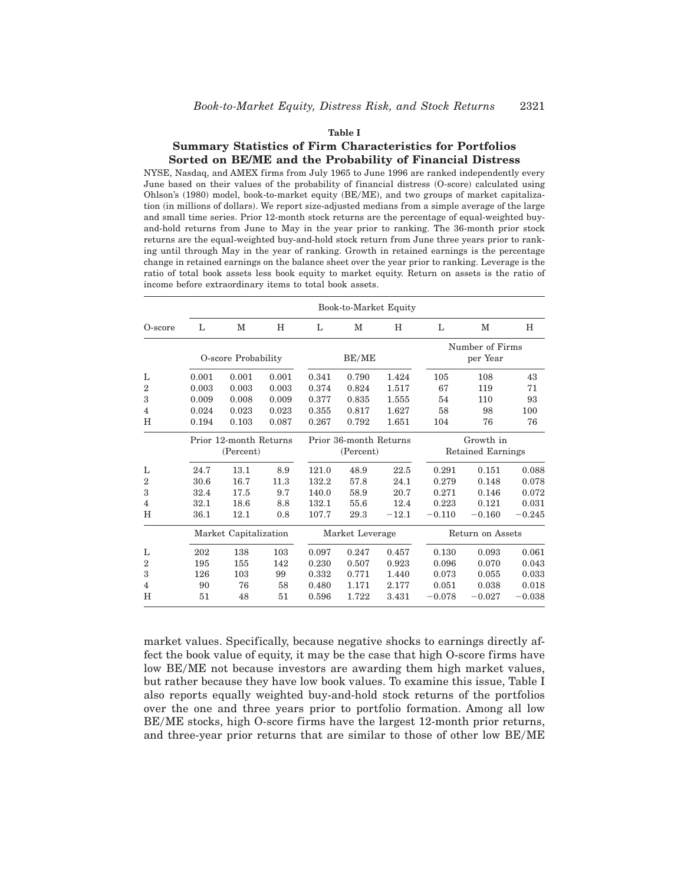**Table I**

**Summary Statistics of Firm Characteristics for Portfolios Sorted on BE/ME and the Probability of Financial Distress**

NYSE, Nasdaq, and AMEX firms from July 1965 to June 1996 are ranked independently every June based on their values of the probability of financial distress (O-score) calculated using Ohlson's (1980) model, book-to-market equity (BE/ME), and two groups of market capitalization (in millions of dollars). We report size-adjusted medians from a simple average of the large and small time series. Prior 12-month stock returns are the percentage of equal-weighted buy-and-hold returns from June to May in the year prior to ranking. The 36-month prior stock returns are the equal-weighted buy-and-hold stock return from June three years prior to ranking until through May in the year of ranking. Growth in retained earnings is the percentage change in retained earnings on the balance sheet over the year prior to ranking. Leverage is the ratio of total book assets less book equity to market equity. Return on assets is the ratio of income before extraordinary items to total book assets.

| | Book-to-Market Equity | | | | | | | | |
|---|---|---|---|---|---|---|---|---|---|
| O-score | L | M | H | L | M | H | L | M | H |
| | O-score Probability | | | BE/ME | | | Number of Firms per Year | | |
| L | 0.001 | 0.001 | 0.001 | 0.341 | 0.790 | 1.424 | 105 | 108 | 43 |
| 2 | 0.003 | 0.003 | 0.003 | 0.374 | 0.824 | 1.517 | 67 | 119 | 71 |
| 3 | 0.009 | 0.008 | 0.009 | 0.377 | 0.835 | 1.555 | 54 | 110 | 93 |
| 4 | 0.024 | 0.023 | 0.023 | 0.355 | 0.817 | 1.627 | 58 | 98 | 100 |
| H | 0.194 | 0.103 | 0.087 | 0.267 | 0.792 | 1.651 | 104 | 76 | 76 |
| | Prior 12-month Returns (Percent) | | | Prior 36-month Returns (Percent) | | | Growth in Retained Earnings | | |
| L | 24.7 | 13.1 | 8.9 | 121.0 | 48.9 | 22.5 | 0.291 | 0.151 | 0.088 |
| 2 | 30.6 | 16.7 | 11.3 | 132.2 | 57.8 | 24.1 | 0.279 | 0.148 | 0.078 |
| 3 | 32.4 | 17.5 | 9.7 | 140.0 | 58.9 | 20.7 | 0.271 | 0.146 | 0.072 |
| 4 | 32.1 | 18.6 | 8.8 | 132.1 | 55.6 | 12.4 | 0.223 | 0.121 | 0.031 |
| H | 36.1 | 12.1 | 0.8 | 107.7 | 29.3 | −12.1 | −0.110 | −0.160 | −0.245 |
| | Market Capitalization | | | Market Leverage | | | Return on Assets | | |
| L | 202 | 138 | 103 | 0.097 | 0.247 | 0.457 | 0.130 | 0.093 | 0.061 |
| 2 | 195 | 155 | 142 | 0.230 | 0.507 | 0.923 | 0.096 | 0.070 | 0.043 |
| 3 | 126 | 103 | 99 | 0.332 | 0.771 | 1.440 | 0.073 | 0.055 | 0.033 |
| 4 | 90 | 76 | 58 | 0.480 | 1.171 | 2.177 | 0.051 | 0.038 | 0.018 |
| H | 51 | 48 | 51 | 0.596 | 1.722 | 3.431 | −0.078 | −0.027 | −0.038 |

market values. Specifically, because negative shocks to earnings directly affect the book value of equity, it may be the case that high O-score firms have low BE/ME not because investors are awarding them high market values, but rather because they have low book values. To examine this issue, Table I also reports equally weighted buy-and-hold stock returns of the portfolios over the one and three years prior to portfolio formation. Among all low BE/ME stocks, high O-score firms have the largest 12-month prior returns, and three-year prior returns that are similar to those of other low BE/ME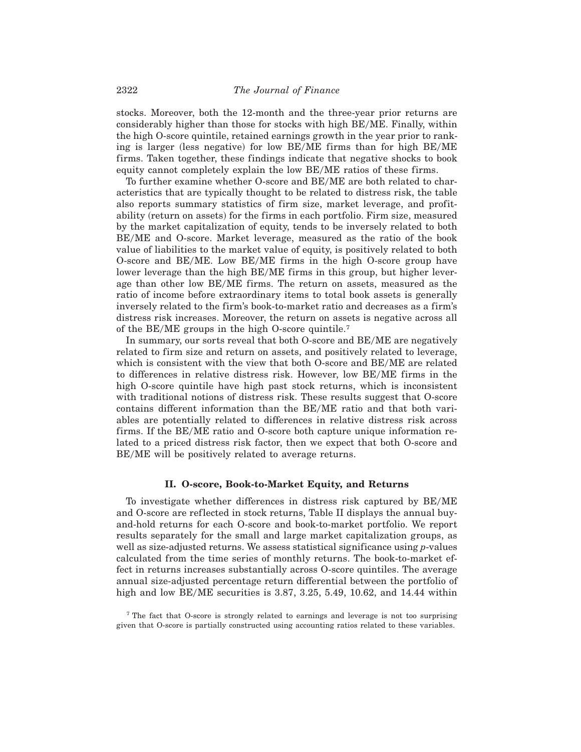stocks. Moreover, both the 12-month and the three-year prior returns are considerably higher than those for stocks with high BE/ME. Finally, within the high O-score quintile, retained earnings growth in the year prior to ranking is larger (less negative) for low BE/ME firms than for high BE/ME firms. Taken together, these findings indicate that negative shocks to book equity cannot completely explain the low BE/ME ratios of these firms.

To further examine whether O-score and BE/ME are both related to characteristics that are typically thought to be related to distress risk, the table also reports summary statistics of firm size, market leverage, and profitability (return on assets) for the firms in each portfolio. Firm size, measured by the market capitalization of equity, tends to be inversely related to both BE/ME and O-score. Market leverage, measured as the ratio of the book value of liabilities to the market value of equity, is positively related to both O-score and BE/ME. Low BE/ME firms in the high O-score group have lower leverage than the high BE/ME firms in this group, but higher leverage than other low BE/ME firms. The return on assets, measured as the ratio of income before extraordinary items to total book assets is generally inversely related to the firm's book-to-market ratio and decreases as a firm's distress risk increases. Moreover, the return on assets is negative across all of the BE/ME groups in the high O-score quintile.[7]

In summary, our sorts reveal that both O-score and BE/ME are negatively related to firm size and return on assets, and positively related to leverage, which is consistent with the view that both O-score and BE/ME are related to differences in relative distress risk. However, low BE/ME firms in the high O-score quintile have high past stock returns, which is inconsistent with traditional notions of distress risk. These results suggest that O-score contains different information than the BE/ME ratio and that both variables are potentially related to differences in relative distress risk across firms. If the BE/ME ratio and O-score both capture unique information related to a priced distress risk factor, then we expect that both O-score and BE/ME will be positively related to average returns.

## II. O-score, Book-to-Market Equity, and Returns

To investigate whether differences in distress risk captured by BE/ME and O-score are reflected in stock returns, Table II displays the annual buy-and-hold returns for each O-score and book-to-market portfolio. We report results separately for the small and large market capitalization groups, as well as size-adjusted returns. We assess statistical significance using *p*-values calculated from the time series of monthly returns. The book-to-market effect in returns increases substantially across O-score quintiles. The average annual size-adjusted percentage return differential between the portfolio of high and low BE/ME securities is 3.87, 3.25, 5.49, 10.62, and 14.44 within

[7] The fact that O-score is strongly related to earnings and leverage is not too surprising given that O-score is partially constructed using accounting ratios related to these variables.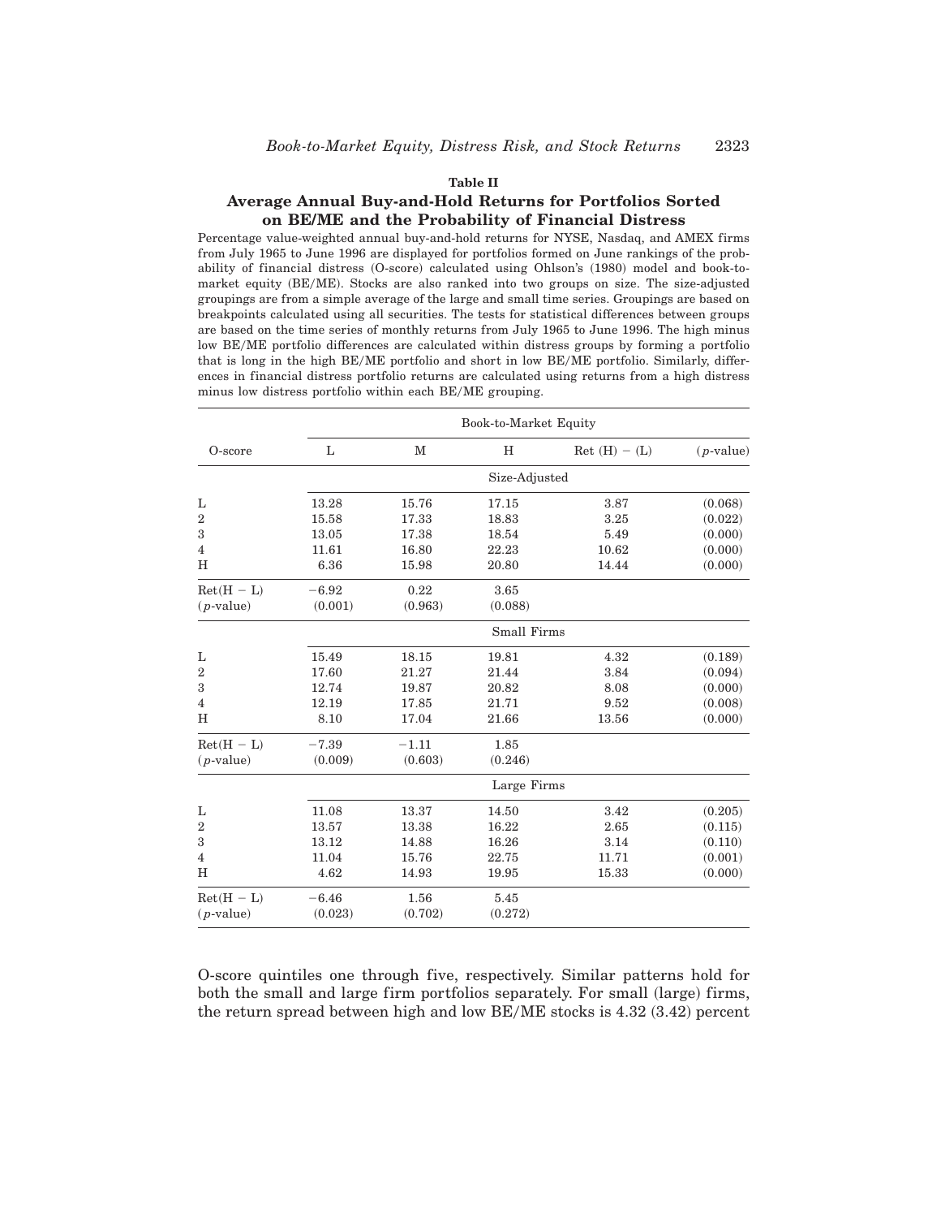**Table II**

**Average Annual Buy-and-Hold Returns for Portfolios Sorted on BE/ME and the Probability of Financial Distress**

Percentage value-weighted annual buy-and-hold returns for NYSE, Nasdaq, and AMEX firms from July 1965 to June 1996 are displayed for portfolios formed on June rankings of the probability of financial distress (O-score) calculated using Ohlson's (1980) model and book-to-market equity (BE/ME). Stocks are also ranked into two groups on size. The size-adjusted groupings are from a simple average of the large and small time series. Groupings are based on breakpoints calculated using all securities. The tests for statistical differences between groups are based on the time series of monthly returns from July 1965 to June 1996. The high minus low BE/ME portfolio differences are calculated within distress groups by forming a portfolio that is long in the high BE/ME portfolio and short in low BE/ME portfolio. Similarly, differences in financial distress portfolio returns are calculated using returns from a high distress minus low distress portfolio within each BE/ME grouping.

| | Book-to-Market Equity | | | | |
|---|---|---|---|---|---|
| O-score | L | M | H | Ret (H) − (L) | (*p*-value) |
| | | | Size-Adjusted | | |
| L | 13.28 | 15.76 | 17.15 | 3.87 | (0.068) |
| 2 | 15.58 | 17.33 | 18.83 | 3.25 | (0.022) |
| 3 | 13.05 | 17.38 | 18.54 | 5.49 | (0.000) |
| 4 | 11.61 | 16.80 | 22.23 | 10.62 | (0.000) |
| H | 6.36 | 15.98 | 20.80 | 14.44 | (0.000) |
| Ret(H − L) | −6.92 | 0.22 | 3.65 | | |
| (*p*-value) | (0.001) | (0.963) | (0.088) | | |
| | | | Small Firms | | |
| L | 15.49 | 18.15 | 19.81 | 4.32 | (0.189) |
| 2 | 17.60 | 21.27 | 21.44 | 3.84 | (0.094) |
| 3 | 12.74 | 19.87 | 20.82 | 8.08 | (0.000) |
| 4 | 12.19 | 17.85 | 21.71 | 9.52 | (0.008) |
| H | 8.10 | 17.04 | 21.66 | 13.56 | (0.000) |
| Ret(H − L) | −7.39 | −1.11 | 1.85 | | |
| (*p*-value) | (0.009) | (0.603) | (0.246) | | |
| | | | Large Firms | | |
| L | 11.08 | 13.37 | 14.50 | 3.42 | (0.205) |
| 2 | 13.57 | 13.38 | 16.22 | 2.65 | (0.115) |
| 3 | 13.12 | 14.88 | 16.26 | 3.14 | (0.110) |
| 4 | 11.04 | 15.76 | 22.75 | 11.71 | (0.001) |
| H | 4.62 | 14.93 | 19.95 | 15.33 | (0.000) |
| Ret(H − L) | −6.46 | 1.56 | 5.45 | | |
| (*p*-value) | (0.023) | (0.702) | (0.272) | | |

O-score quintiles one through five, respectively. Similar patterns hold for both the small and large firm portfolios separately. For small (large) firms, the return spread between high and low BE/ME stocks is 4.32 (3.42) percent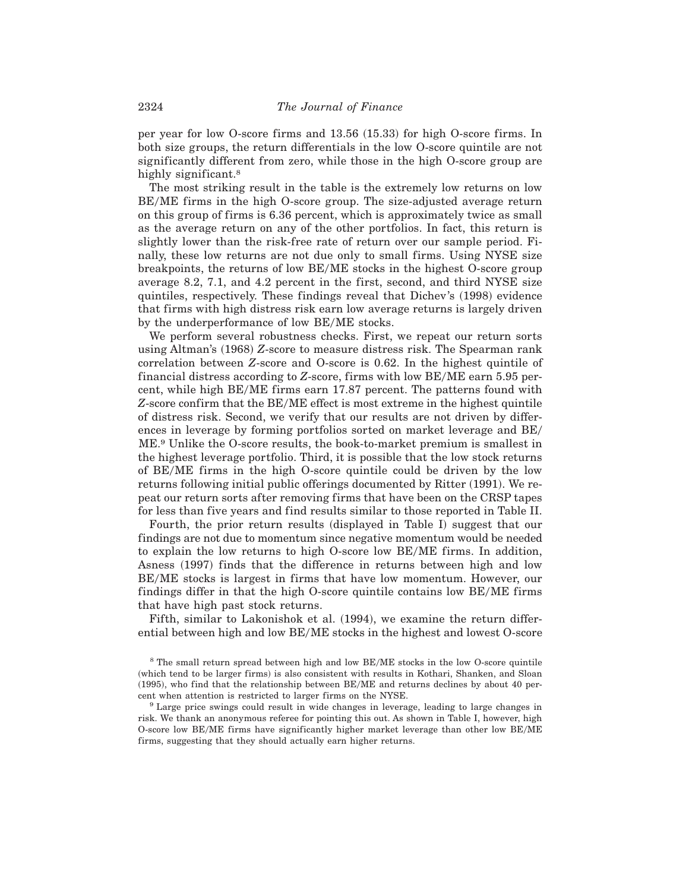per year for low O-score firms and 13.56 (15.33) for high O-score firms. In both size groups, the return differentials in the low O-score quintile are not significantly different from zero, while those in the high O-score group are highly significant.[8]

The most striking result in the table is the extremely low returns on low BE/ME firms in the high O-score group. The size-adjusted average return on this group of firms is 6.36 percent, which is approximately twice as small as the average return on any of the other portfolios. In fact, this return is slightly lower than the risk-free rate of return over our sample period. Finally, these low returns are not due only to small firms. Using NYSE size breakpoints, the returns of low BE/ME stocks in the highest O-score group average 8.2, 7.1, and 4.2 percent in the first, second, and third NYSE size quintiles, respectively. These findings reveal that Dichev's (1998) evidence that firms with high distress risk earn low average returns is largely driven by the underperformance of low BE/ME stocks.

We perform several robustness checks. First, we repeat our return sorts using Altman's (1968) *Z*-score to measure distress risk. The Spearman rank correlation between *Z*-score and O-score is 0.62. In the highest quintile of financial distress according to *Z*-score, firms with low BE/ME earn 5.95 percent, while high BE/ME firms earn 17.87 percent. The patterns found with *Z*-score confirm that the BE/ME effect is most extreme in the highest quintile of distress risk. Second, we verify that our results are not driven by differences in leverage by forming portfolios sorted on market leverage and BE/ME.[9] Unlike the O-score results, the book-to-market premium is smallest in the highest leverage portfolio. Third, it is possible that the low stock returns of BE/ME firms in the high O-score quintile could be driven by the low returns following initial public offerings documented by Ritter (1991). We repeat our return sorts after removing firms that have been on the CRSP tapes for less than five years and find results similar to those reported in Table II.

Fourth, the prior return results (displayed in Table I) suggest that our findings are not due to momentum since negative momentum would be needed to explain the low returns to high O-score low BE/ME firms. In addition, Asness (1997) finds that the difference in returns between high and low BE/ME stocks is largest in firms that have low momentum. However, our findings differ in that the high O-score quintile contains low BE/ME firms that have high past stock returns.

Fifth, similar to Lakonishok et al. (1994), we examine the return differential between high and low BE/ME stocks in the highest and lowest O-score

[8] The small return spread between high and low BE/ME stocks in the low O-score quintile (which tend to be larger firms) is also consistent with results in Kothari, Shanken, and Sloan (1995), who find that the relationship between BE/ME and returns declines by about 40 percent when attention is restricted to larger firms on the NYSE.

[9] Large price swings could result in wide changes in leverage, leading to large changes in risk. We thank an anonymous referee for pointing this out. As shown in Table I, however, high O-score low BE/ME firms have significantly higher market leverage than other low BE/ME firms, suggesting that they should actually earn higher returns.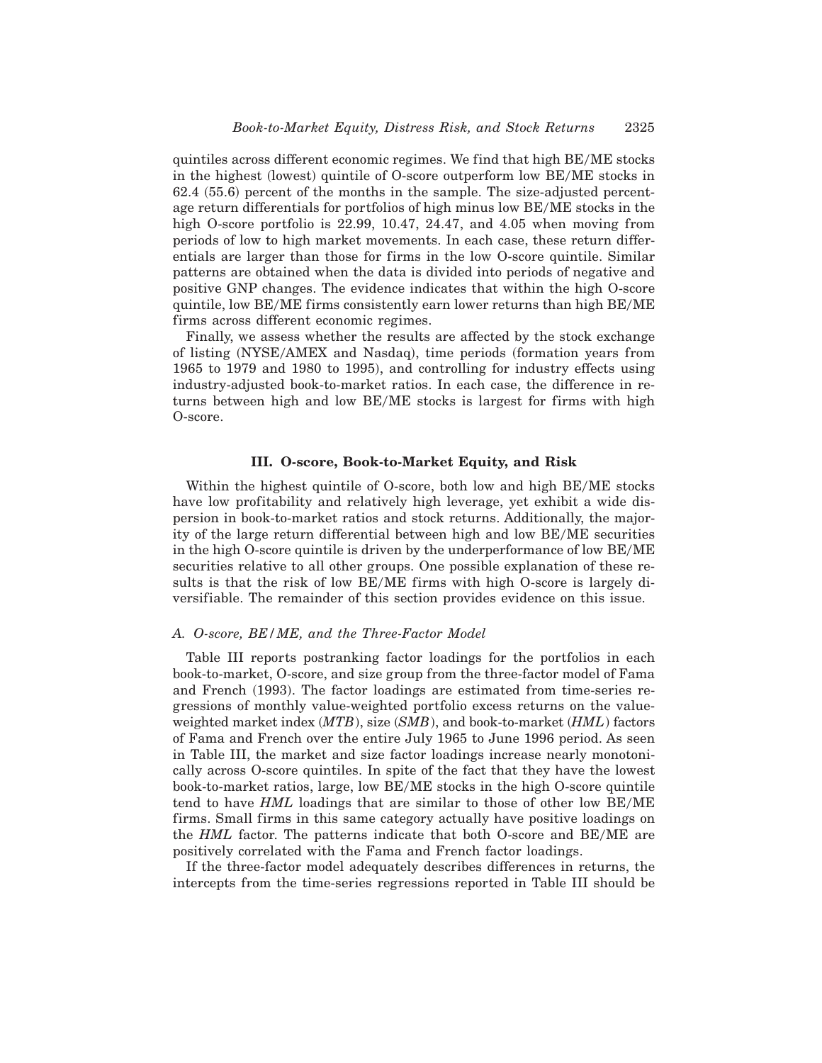quintiles across different economic regimes. We find that high BE/ME stocks in the highest (lowest) quintile of O-score outperform low BE/ME stocks in 62.4 (55.6) percent of the months in the sample. The size-adjusted percentage return differentials for portfolios of high minus low BE/ME stocks in the high O-score portfolio is 22.99, 10.47, 24.47, and 4.05 when moving from periods of low to high market movements. In each case, these return differentials are larger than those for firms in the low O-score quintile. Similar patterns are obtained when the data is divided into periods of negative and positive GNP changes. The evidence indicates that within the high O-score quintile, low BE/ME firms consistently earn lower returns than high BE/ME firms across different economic regimes.

Finally, we assess whether the results are affected by the stock exchange of listing (NYSE/AMEX and Nasdaq), time periods (formation years from 1965 to 1979 and 1980 to 1995), and controlling for industry effects using industry-adjusted book-to-market ratios. In each case, the difference in returns between high and low BE/ME stocks is largest for firms with high O-score.

## III. O-score, Book-to-Market Equity, and Risk

Within the highest quintile of O-score, both low and high BE/ME stocks have low profitability and relatively high leverage, yet exhibit a wide dispersion in book-to-market ratios and stock returns. Additionally, the majority of the large return differential between high and low BE/ME securities in the high O-score quintile is driven by the underperformance of low BE/ME securities relative to all other groups. One possible explanation of these results is that the risk of low BE/ME firms with high O-score is largely diversifiable. The remainder of this section provides evidence on this issue.

### *A. O-score, BE/ME, and the Three-Factor Model*

Table III reports postranking factor loadings for the portfolios in each book-to-market, O-score, and size group from the three-factor model of Fama and French (1993). The factor loadings are estimated from time-series regressions of monthly value-weighted portfolio excess returns on the value-weighted market index (*MTB*), size (*SMB*), and book-to-market (*HML*) factors of Fama and French over the entire July 1965 to June 1996 period. As seen in Table III, the market and size factor loadings increase nearly monotonically across O-score quintiles. In spite of the fact that they have the lowest book-to-market ratios, large, low BE/ME stocks in the high O-score quintile tend to have *HML* loadings that are similar to those of other low BE/ME firms. Small firms in this same category actually have positive loadings on the *HML* factor. The patterns indicate that both O-score and BE/ME are positively correlated with the Fama and French factor loadings.

If the three-factor model adequately describes differences in returns, the intercepts from the time-series regressions reported in Table III should be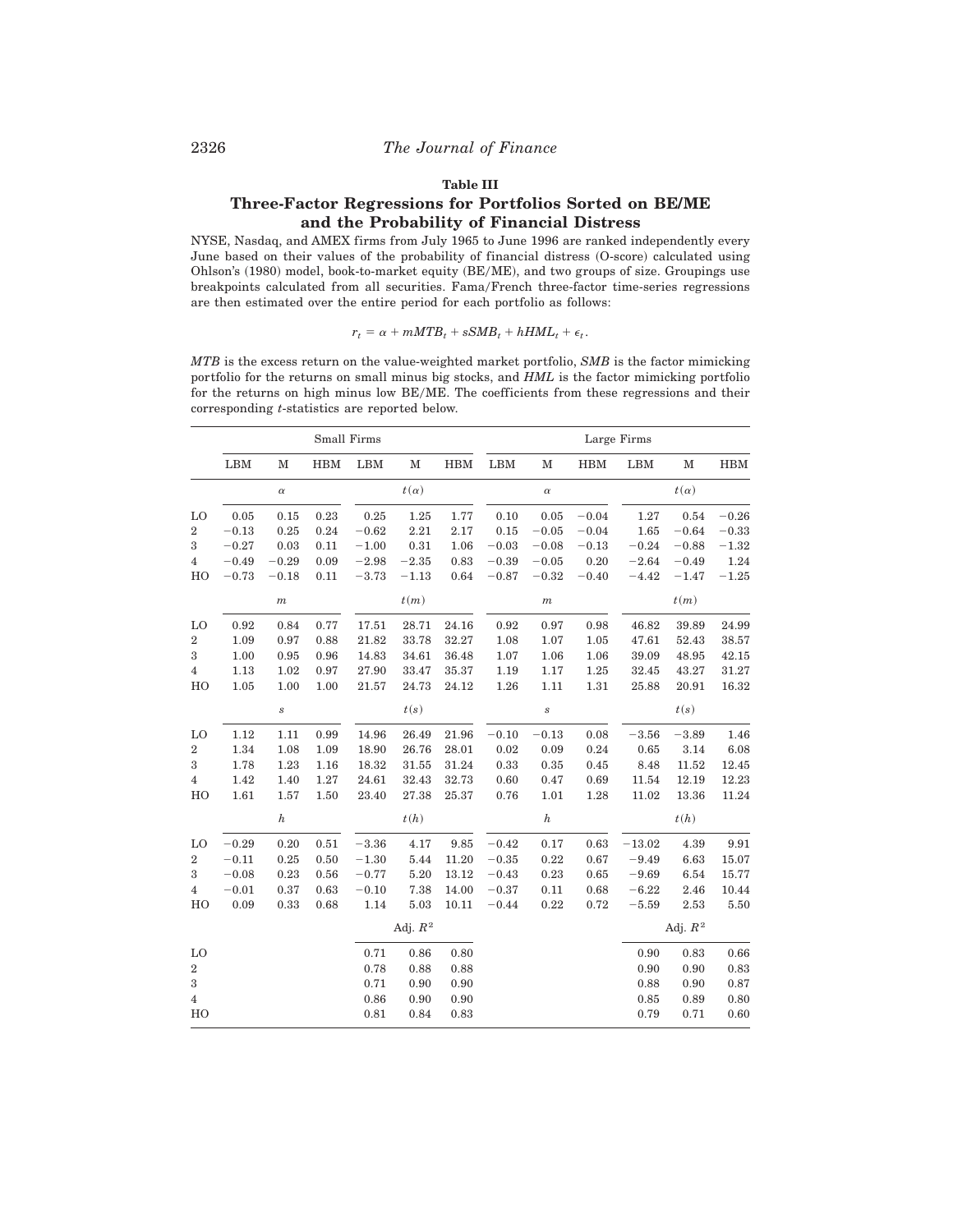**Table III**

## Three-Factor Regressions for Portfolios Sorted on BE/ME and the Probability of Financial Distress

NYSE, Nasdaq, and AMEX firms from July 1965 to June 1996 are ranked independently every June based on their values of the probability of financial distress (O-score) calculated using Ohlson's (1980) model, book-to-market equity (BE/ME), and two groups of size. Groupings use breakpoints calculated from all securities. Fama/French three-factor time-series regressions are then estimated over the entire period for each portfolio as follows:

$$r_t = \alpha + mMTB_t + sSMB_t + hHML_t + \epsilon_t.$$

*MTB* is the excess return on the value-weighted market portfolio, *SMB* is the factor mimicking portfolio for the returns on small minus big stocks, and *HML* is the factor mimicking portfolio for the returns on high minus low BE/ME. The coefficients from these regressions and their corresponding *t*-statistics are reported below.

| | Small Firms | | | | | | Large Firms | | | | | |
|---|---|---|---|---|---|---|---|---|---|---|---|---|
| | LBM | M | HBM | LBM | M | HBM | LBM | M | HBM | LBM | M | HBM |
| | | $\alpha$ | | | $t(\alpha)$ | | | $\alpha$ | | | $t(\alpha)$ | |
| LO | 0.05 | 0.15 | 0.23 | 0.25 | 1.25 | 1.77 | 0.10 | 0.05 | −0.04 | 1.27 | 0.54 | −0.26 |
| 2 | −0.13 | 0.25 | 0.24 | −0.62 | 2.21 | 2.17 | 0.15 | −0.05 | −0.04 | 1.65 | −0.64 | −0.33 |
| 3 | −0.27 | 0.03 | 0.11 | −1.00 | 0.31 | 1.06 | −0.03 | −0.08 | −0.13 | −0.24 | −0.88 | −1.32 |
| 4 | −0.49 | −0.29 | 0.09 | −2.98 | −2.35 | 0.83 | −0.39 | −0.05 | 0.20 | −2.64 | −0.49 | 1.24 |
| HO | −0.73 | −0.18 | 0.11 | −3.73 | −1.13 | 0.64 | −0.87 | −0.32 | −0.40 | −4.42 | −1.47 | −1.25 |
| | | $m$ | | | $t(m)$ | | | $m$ | | | $t(m)$ | |
| LO | 0.92 | 0.84 | 0.77 | 17.51 | 28.71 | 24.16 | 0.92 | 0.97 | 0.98 | 46.82 | 39.89 | 24.99 |
| 2 | 1.09 | 0.97 | 0.88 | 21.82 | 33.78 | 32.27 | 1.08 | 1.07 | 1.05 | 47.61 | 52.43 | 38.57 |
| 3 | 1.00 | 0.95 | 0.96 | 14.83 | 34.61 | 36.48 | 1.07 | 1.06 | 1.06 | 39.09 | 48.95 | 42.15 |
| 4 | 1.13 | 1.02 | 0.97 | 27.90 | 33.47 | 35.37 | 1.19 | 1.17 | 1.25 | 32.45 | 43.27 | 31.27 |
| HO | 1.05 | 1.00 | 1.00 | 21.57 | 24.73 | 24.12 | 1.26 | 1.11 | 1.31 | 25.88 | 20.91 | 16.32 |
| | | $s$ | | | $t(s)$ | | | $s$ | | | $t(s)$ | |
| LO | 1.12 | 1.11 | 0.99 | 14.96 | 26.49 | 21.96 | −0.10 | −0.13 | 0.08 | −3.56 | −3.89 | 1.46 |
| 2 | 1.34 | 1.08 | 1.09 | 18.90 | 26.76 | 28.01 | 0.02 | 0.09 | 0.24 | 0.65 | 3.14 | 6.08 |
| 3 | 1.78 | 1.23 | 1.16 | 18.32 | 31.55 | 31.24 | 0.33 | 0.35 | 0.45 | 8.48 | 11.52 | 12.45 |
| 4 | 1.42 | 1.40 | 1.27 | 24.61 | 32.43 | 32.73 | 0.60 | 0.47 | 0.69 | 11.54 | 12.19 | 12.23 |
| HO | 1.61 | 1.57 | 1.50 | 23.40 | 27.38 | 25.37 | 0.76 | 1.01 | 1.28 | 11.02 | 13.36 | 11.24 |
| | | $h$ | | | $t(h)$ | | | $h$ | | | $t(h)$ | |
| LO | −0.29 | 0.20 | 0.51 | −3.36 | 4.17 | 9.85 | −0.42 | 0.17 | 0.63 | −13.02 | 4.39 | 9.91 |
| 2 | −0.11 | 0.25 | 0.50 | −1.30 | 5.44 | 11.20 | −0.35 | 0.22 | 0.67 | −9.49 | 6.63 | 15.07 |
| 3 | −0.08 | 0.23 | 0.56 | −0.77 | 5.20 | 13.12 | −0.43 | 0.23 | 0.65 | −9.69 | 6.54 | 15.77 |
| 4 | −0.01 | 0.37 | 0.63 | −0.10 | 7.38 | 14.00 | −0.37 | 0.11 | 0.68 | −6.22 | 2.46 | 10.44 |
| HO | 0.09 | 0.33 | 0.68 | 1.14 | 5.03 | 10.11 | −0.44 | 0.22 | 0.72 | −5.59 | 2.53 | 5.50 |
| | | | | | Adj. $R^2$ | | | | | | Adj. $R^2$ | |
| LO | | | | 0.71 | 0.86 | 0.80 | | | | 0.90 | 0.83 | 0.66 |
| 2 | | | | 0.78 | 0.88 | 0.88 | | | | 0.90 | 0.90 | 0.83 |
| 3 | | | | 0.71 | 0.90 | 0.90 | | | | 0.88 | 0.90 | 0.87 |
| 4 | | | | 0.86 | 0.90 | 0.90 | | | | 0.85 | 0.89 | 0.80 |
| HO | | | | 0.81 | 0.84 | 0.83 | | | | 0.79 | 0.71 | 0.60 |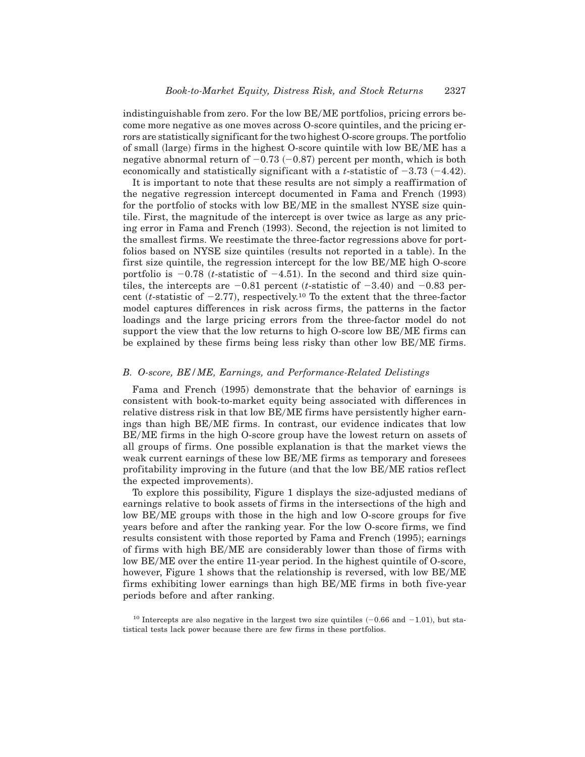indistinguishable from zero. For the low BE/ME portfolios, pricing errors become more negative as one moves across O-score quintiles, and the pricing errors are statistically significant for the two highest O-score groups. The portfolio of small (large) firms in the highest O-score quintile with low BE/ME has a negative abnormal return of −0.73 (−0.87) percent per month, which is both economically and statistically significant with a $t$-statistic of −3.73 (−4.42).

It is important to note that these results are not simply a reaffirmation of the negative regression intercept documented in Fama and French (1993) for the portfolio of stocks with low BE/ME in the smallest NYSE size quintile. First, the magnitude of the intercept is over twice as large as any pricing error in Fama and French (1993). Second, the rejection is not limited to the smallest firms. We reestimate the three-factor regressions above for portfolios based on NYSE size quintiles (results not reported in a table). In the first size quintile, the regression intercept for the low BE/ME high O-score portfolio is −0.78 ($t$-statistic of −4.51). In the second and third size quintiles, the intercepts are −0.81 percent ($t$-statistic of −3.40) and −0.83 percent ($t$-statistic of −2.77), respectively.[10] To the extent that the three-factor model captures differences in risk across firms, the patterns in the factor loadings and the large pricing errors from the three-factor model do not support the view that the low returns to high O-score low BE/ME firms can be explained by these firms being less risky than other low BE/ME firms.

### *B. O-score, BE/ME, Earnings, and Performance-Related Delistings*

Fama and French (1995) demonstrate that the behavior of earnings is consistent with book-to-market equity being associated with differences in relative distress risk in that low BE/ME firms have persistently higher earnings than high BE/ME firms. In contrast, our evidence indicates that low BE/ME firms in the high O-score group have the lowest return on assets of all groups of firms. One possible explanation is that the market views the weak current earnings of these low BE/ME firms as temporary and foresees profitability improving in the future (and that the low BE/ME ratios reflect the expected improvements).

To explore this possibility, Figure 1 displays the size-adjusted medians of earnings relative to book assets of firms in the intersections of the high and low BE/ME groups with those in the high and low O-score groups for five years before and after the ranking year. For the low O-score firms, we find results consistent with those reported by Fama and French (1995); earnings of firms with high BE/ME are considerably lower than those of firms with low BE/ME over the entire 11-year period. In the highest quintile of O-score, however, Figure 1 shows that the relationship is reversed, with low BE/ME firms exhibiting lower earnings than high BE/ME firms in both five-year periods before and after ranking.

[10] Intercepts are also negative in the largest two size quintiles (−0.66 and −1.01), but statistical tests lack power because there are few firms in these portfolios.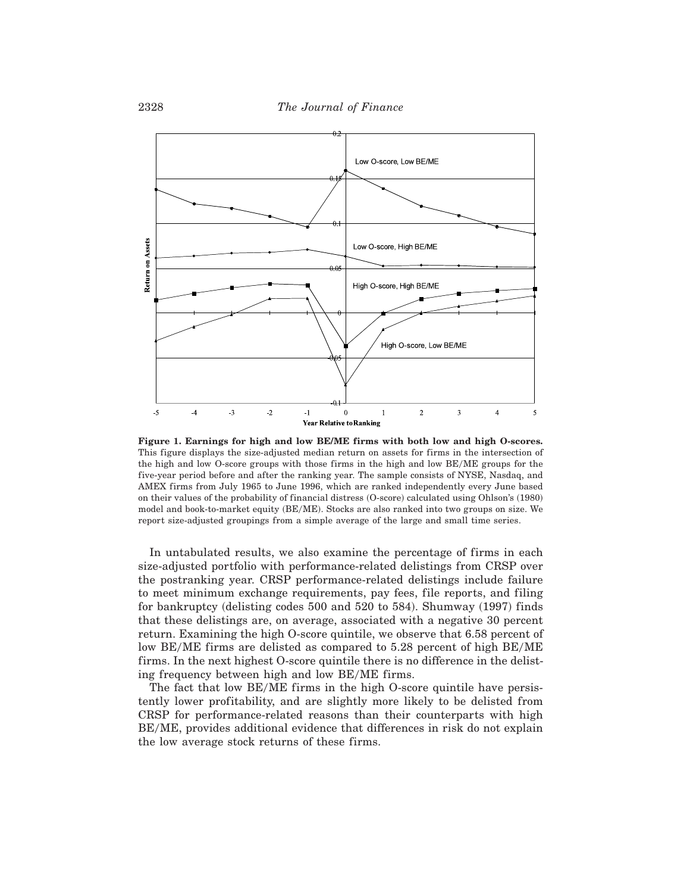**Figure 1. Earnings for high and low BE/ME firms with both low and high O-scores.** This figure displays the size-adjusted median return on assets for firms in the intersection of the high and low O-score groups with those firms in the high and low BE/ME groups for the five-year period before and after the ranking year. The sample consists of NYSE, Nasdaq, and AMEX firms from July 1965 to June 1996, which are ranked independently every June based on their values of the probability of financial distress (O-score) calculated using Ohlson's (1980) model and book-to-market equity (BE/ME). Stocks are also ranked into two groups on size. We report size-adjusted groupings from a simple average of the large and small time series.

In untabulated results, we also examine the percentage of firms in each size-adjusted portfolio with performance-related delistings from CRSP over the postranking year. CRSP performance-related delistings include failure to meet minimum exchange requirements, pay fees, file reports, and filing for bankruptcy (delisting codes 500 and 520 to 584). Shumway (1997) finds that these delistings are, on average, associated with a negative 30 percent return. Examining the high O-score quintile, we observe that 6.58 percent of low BE/ME firms are delisted as compared to 5.28 percent of high BE/ME firms. In the next highest O-score quintile there is no difference in the delisting frequency between high and low BE/ME firms.

The fact that low BE/ME firms in the high O-score quintile have persistently lower profitability, and are slightly more likely to be delisted from CRSP for performance-related reasons than their counterparts with high BE/ME, provides additional evidence that differences in risk do not explain the low average stock returns of these firms.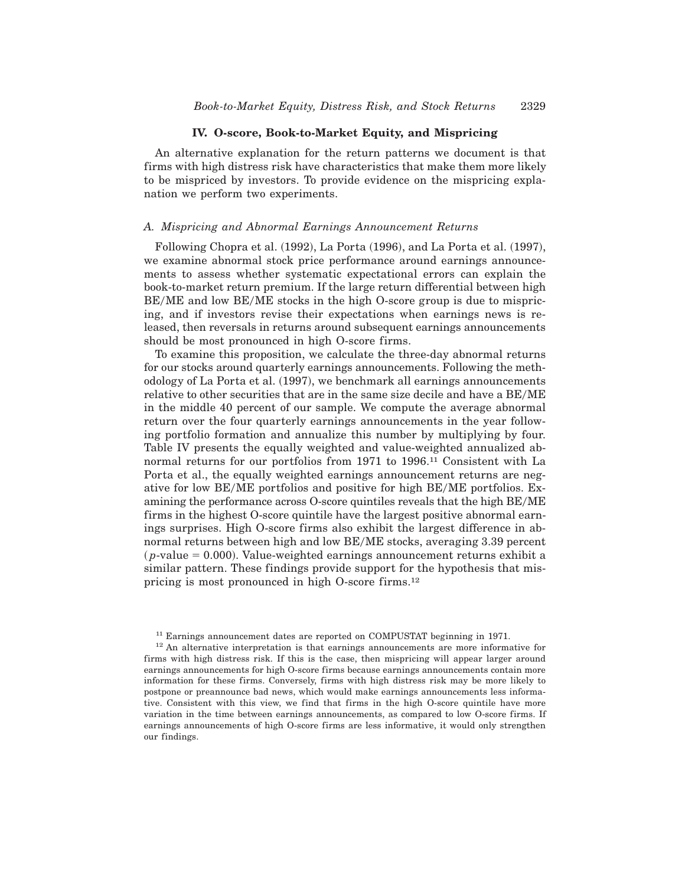## IV. O-score, Book-to-Market Equity, and Mispricing

An alternative explanation for the return patterns we document is that firms with high distress risk have characteristics that make them more likely to be mispriced by investors. To provide evidence on the mispricing explanation we perform two experiments.

### *A. Mispricing and Abnormal Earnings Announcement Returns*

Following Chopra et al. (1992), La Porta (1996), and La Porta et al. (1997), we examine abnormal stock price performance around earnings announcements to assess whether systematic expectational errors can explain the book-to-market return premium. If the large return differential between high BE/ME and low BE/ME stocks in the high O-score group is due to mispricing, and if investors revise their expectations when earnings news is released, then reversals in returns around subsequent earnings announcements should be most pronounced in high O-score firms.

To examine this proposition, we calculate the three-day abnormal returns for our stocks around quarterly earnings announcements. Following the methodology of La Porta et al. (1997), we benchmark all earnings announcements relative to other securities that are in the same size decile and have a BE/ME in the middle 40 percent of our sample. We compute the average abnormal return over the four quarterly earnings announcements in the year following portfolio formation and annualize this number by multiplying by four. Table IV presents the equally weighted and value-weighted annualized abnormal returns for our portfolios from 1971 to 1996.[11] Consistent with La Porta et al., the equally weighted earnings announcement returns are negative for low BE/ME portfolios and positive for high BE/ME portfolios. Examining the performance across O-score quintiles reveals that the high BE/ME firms in the highest O-score quintile have the largest positive abnormal earnings surprises. High O-score firms also exhibit the largest difference in abnormal returns between high and low BE/ME stocks, averaging 3.39 percent ($p$-value = 0.000). Value-weighted earnings announcement returns exhibit a similar pattern. These findings provide support for the hypothesis that mispricing is most pronounced in high O-score firms.[12]

[11] Earnings announcement dates are reported on COMPUSTAT beginning in 1971.

[12] An alternative interpretation is that earnings announcements are more informative for firms with high distress risk. If this is the case, then mispricing will appear larger around earnings announcements for high O-score firms because earnings announcements contain more information for these firms. Conversely, firms with high distress risk may be more likely to postpone or preannounce bad news, which would make earnings announcements less informative. Consistent with this view, we find that firms in the high O-score quintile have more variation in the time between earnings announcements, as compared to low O-score firms. If earnings announcements of high O-score firms are less informative, it would only strengthen our findings.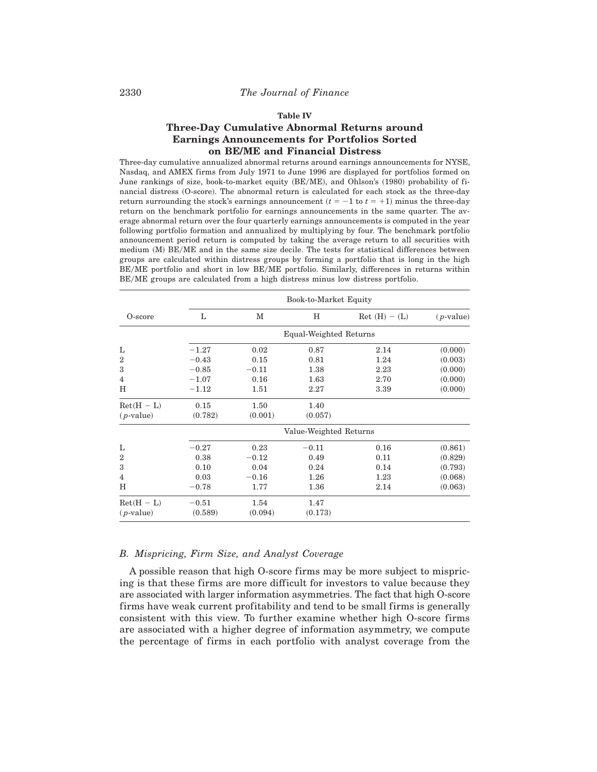**Table IV**

**Three-Day Cumulative Abnormal Returns around Earnings Announcements for Portfolios Sorted on BE/ME and Financial Distress**

Three-day cumulative annualized abnormal returns around earnings announcements for NYSE, Nasdaq, and AMEX firms from July 1971 to June 1996 are displayed for portfolios formed on June rankings of size, book-to-market equity (BE/ME), and Ohlson's (1980) probability of financial distress (O-score). The abnormal return is calculated for each stock as the three-day return surrounding the stock's earnings announcement ($t = -1$ to $t = +1$) minus the three-day return on the benchmark portfolio for earnings announcements in the same quarter. The average abnormal return over the four quarterly earnings announcements is computed in the year following portfolio formation and annualized by multiplying by four. The benchmark portfolio announcement period return is computed by taking the average return to all securities with medium (M) BE/ME and in the same size decile. The tests for statistical differences between groups are calculated within distress groups by forming a portfolio that is long in the high BE/ME portfolio and short in low BE/ME portfolio. Similarly, differences in returns within BE/ME groups are calculated from a high distress minus low distress portfolio.

| | Book-to-Market Equity | | | | |
|---|---|---|---|---|---|
| O-score | L | M | H | Ret (H) − (L) | (*p*-value) |
| | Equal-Weighted Returns | | | | |
| L | −1.27 | 0.02 | 0.87 | 2.14 | (0.000) |
| 2 | −0.43 | 0.15 | 0.81 | 1.24 | (0.003) |
| 3 | −0.85 | −0.11 | 1.38 | 2.23 | (0.000) |
| 4 | −1.07 | 0.16 | 1.63 | 2.70 | (0.000) |
| H | −1.12 | 1.51 | 2.27 | 3.39 | (0.000) |
| Ret(H − L) | 0.15 | 1.50 | 1.40 | | |
| (*p*-value) | (0.782) | (0.001) | (0.057) | | |
| | Value-Weighted Returns | | | | |
| L | −0.27 | 0.23 | −0.11 | 0.16 | (0.861) |
| 2 | 0.38 | −0.12 | 0.49 | 0.11 | (0.829) |
| 3 | 0.10 | 0.04 | 0.24 | 0.14 | (0.793) |
| 4 | 0.03 | −0.16 | 1.26 | 1.23 | (0.068) |
| H | −0.78 | 1.77 | 1.36 | 2.14 | (0.063) |
| Ret(H − L) | −0.51 | 1.54 | 1.47 | | |
| (*p*-value) | (0.589) | (0.094) | (0.173) | | |

### *B. Mispricing, Firm Size, and Analyst Coverage*

A possible reason that high O-score firms may be more subject to mispricing is that these firms are more difficult for investors to value because they are associated with larger information asymmetries. The fact that high O-score firms have weak current profitability and tend to be small firms is generally consistent with this view. To further examine whether high O-score firms are associated with a higher degree of information asymmetry, we compute the percentage of firms in each portfolio with analyst coverage from the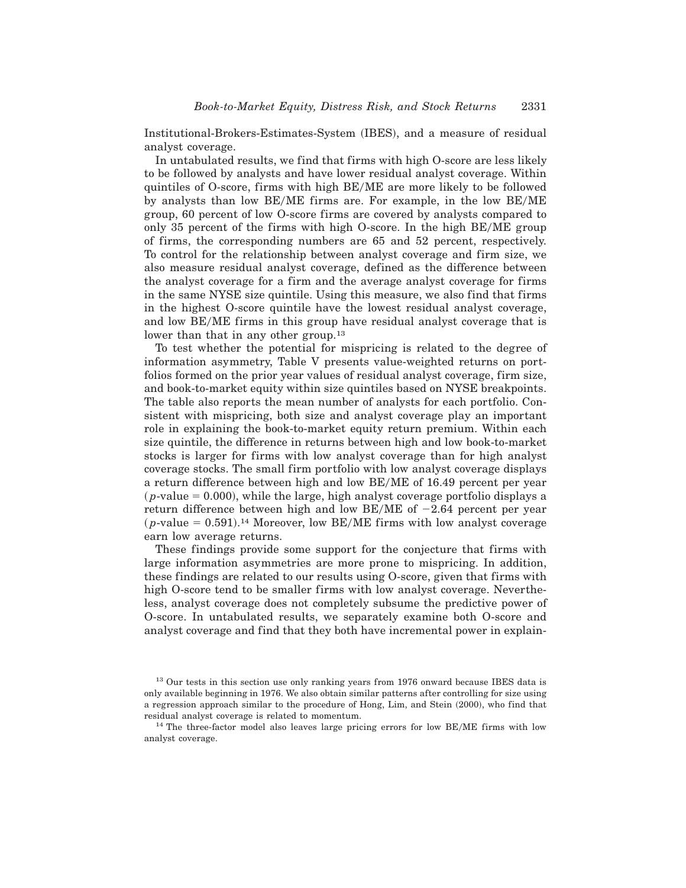Institutional-Brokers-Estimates-System (IBES), and a measure of residual analyst coverage.

In untabulated results, we find that firms with high O-score are less likely to be followed by analysts and have lower residual analyst coverage. Within quintiles of O-score, firms with high BE/ME are more likely to be followed by analysts than low BE/ME firms are. For example, in the low BE/ME group, 60 percent of low O-score firms are covered by analysts compared to only 35 percent of the firms with high O-score. In the high BE/ME group of firms, the corresponding numbers are 65 and 52 percent, respectively. To control for the relationship between analyst coverage and firm size, we also measure residual analyst coverage, defined as the difference between the analyst coverage for a firm and the average analyst coverage for firms in the same NYSE size quintile. Using this measure, we also find that firms in the highest O-score quintile have the lowest residual analyst coverage, and low BE/ME firms in this group have residual analyst coverage that is lower than that in any other group.[13]

To test whether the potential for mispricing is related to the degree of information asymmetry, Table V presents value-weighted returns on portfolios formed on the prior year values of residual analyst coverage, firm size, and book-to-market equity within size quintiles based on NYSE breakpoints. The table also reports the mean number of analysts for each portfolio. Consistent with mispricing, both size and analyst coverage play an important role in explaining the book-to-market equity return premium. Within each size quintile, the difference in returns between high and low book-to-market stocks is larger for firms with low analyst coverage than for high analyst coverage stocks. The small firm portfolio with low analyst coverage displays a return difference between high and low BE/ME of 16.49 percent per year ($p$-value = 0.000), while the large, high analyst coverage portfolio displays a return difference between high and low BE/ME of $-2.64$ percent per year ($p$-value = 0.591).[14] Moreover, low BE/ME firms with low analyst coverage earn low average returns.

These findings provide some support for the conjecture that firms with large information asymmetries are more prone to mispricing. In addition, these findings are related to our results using O-score, given that firms with high O-score tend to be smaller firms with low analyst coverage. Nevertheless, analyst coverage does not completely subsume the predictive power of O-score. In untabulated results, we separately examine both O-score and analyst coverage and find that they both have incremental power in explain-

[13] Our tests in this section use only ranking years from 1976 onward because IBES data is only available beginning in 1976. We also obtain similar patterns after controlling for size using a regression approach similar to the procedure of Hong, Lim, and Stein (2000), who find that residual analyst coverage is related to momentum.

[14] The three-factor model also leaves large pricing errors for low BE/ME firms with low analyst coverage.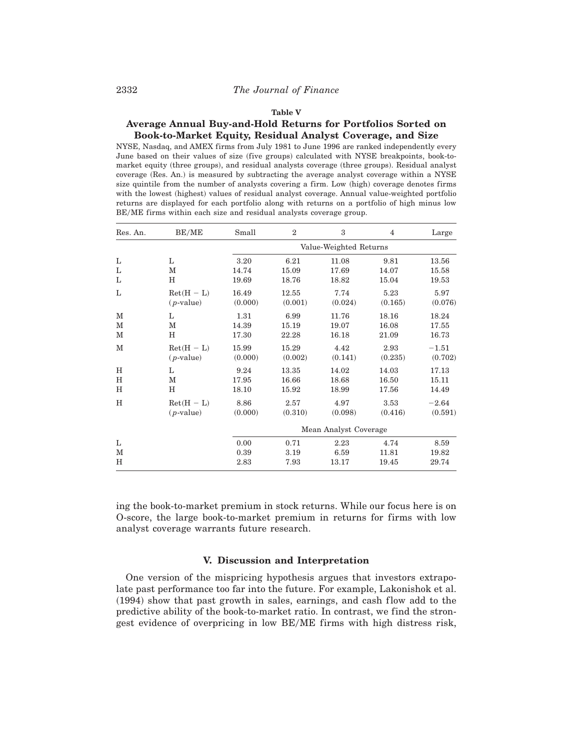**Table V**

**Average Annual Buy-and-Hold Returns for Portfolios Sorted on Book-to-Market Equity, Residual Analyst Coverage, and Size**

NYSE, Nasdaq, and AMEX firms from July 1981 to June 1996 are ranked independently every June based on their values of size (five groups) calculated with NYSE breakpoints, book-to-market equity (three groups), and residual analysts coverage (three groups). Residual analyst coverage (Res. An.) is measured by subtracting the average analyst coverage within a NYSE size quintile from the number of analysts covering a firm. Low (high) coverage denotes firms with the lowest (highest) values of residual analyst coverage. Annual value-weighted portfolio returns are displayed for each portfolio along with returns on a portfolio of high minus low BE/ME firms within each size and residual analysts coverage group.

| Res. An. | BE/ME | Small | 2 | 3 | 4 | Large |
|---|---|---|---|---|---|---|
| | | Value-Weighted Returns | | | | |
| L | L | 3.20 | 6.21 | 11.08 | 9.81 | 13.56 |
| L | M | 14.74 | 15.09 | 17.69 | 14.07 | 15.58 |
| L | H | 19.69 | 18.76 | 18.82 | 15.04 | 19.53 |
| L | Ret(H − L) | 16.49 | 12.55 | 7.74 | 5.23 | 5.97 |
| | (*p*-value) | (0.000) | (0.001) | (0.024) | (0.165) | (0.076) |
| M | L | 1.31 | 6.99 | 11.76 | 18.16 | 18.24 |
| M | M | 14.39 | 15.19 | 19.07 | 16.08 | 17.55 |
| M | H | 17.30 | 22.28 | 16.18 | 21.09 | 16.73 |
| M | Ret(H − L) | 15.99 | 15.29 | 4.42 | 2.93 | −1.51 |
| | (*p*-value) | (0.000) | (0.002) | (0.141) | (0.235) | (0.702) |
| H | L | 9.24 | 13.35 | 14.02 | 14.03 | 17.13 |
| H | M | 17.95 | 16.66 | 18.68 | 16.50 | 15.11 |
| H | H | 18.10 | 15.92 | 18.99 | 17.56 | 14.49 |
| H | Ret(H − L) | 8.86 | 2.57 | 4.97 | 3.53 | −2.64 |
| | (*p*-value) | (0.000) | (0.310) | (0.098) | (0.416) | (0.591) |
| | | Mean Analyst Coverage | | | | |
| L | | 0.00 | 0.71 | 2.23 | 4.74 | 8.59 |
| M | | 0.39 | 3.19 | 6.59 | 11.81 | 19.82 |
| H | | 2.83 | 7.93 | 13.17 | 19.45 | 29.74 |

ing the book-to-market premium in stock returns. While our focus here is on O-score, the large book-to-market premium in returns for firms with low analyst coverage warrants future research.

## V. Discussion and Interpretation

One version of the mispricing hypothesis argues that investors extrapolate past performance too far into the future. For example, Lakonishok et al. (1994) show that past growth in sales, earnings, and cash flow add to the predictive ability of the book-to-market ratio. In contrast, we find the strongest evidence of overpricing in low BE/ME firms with high distress risk,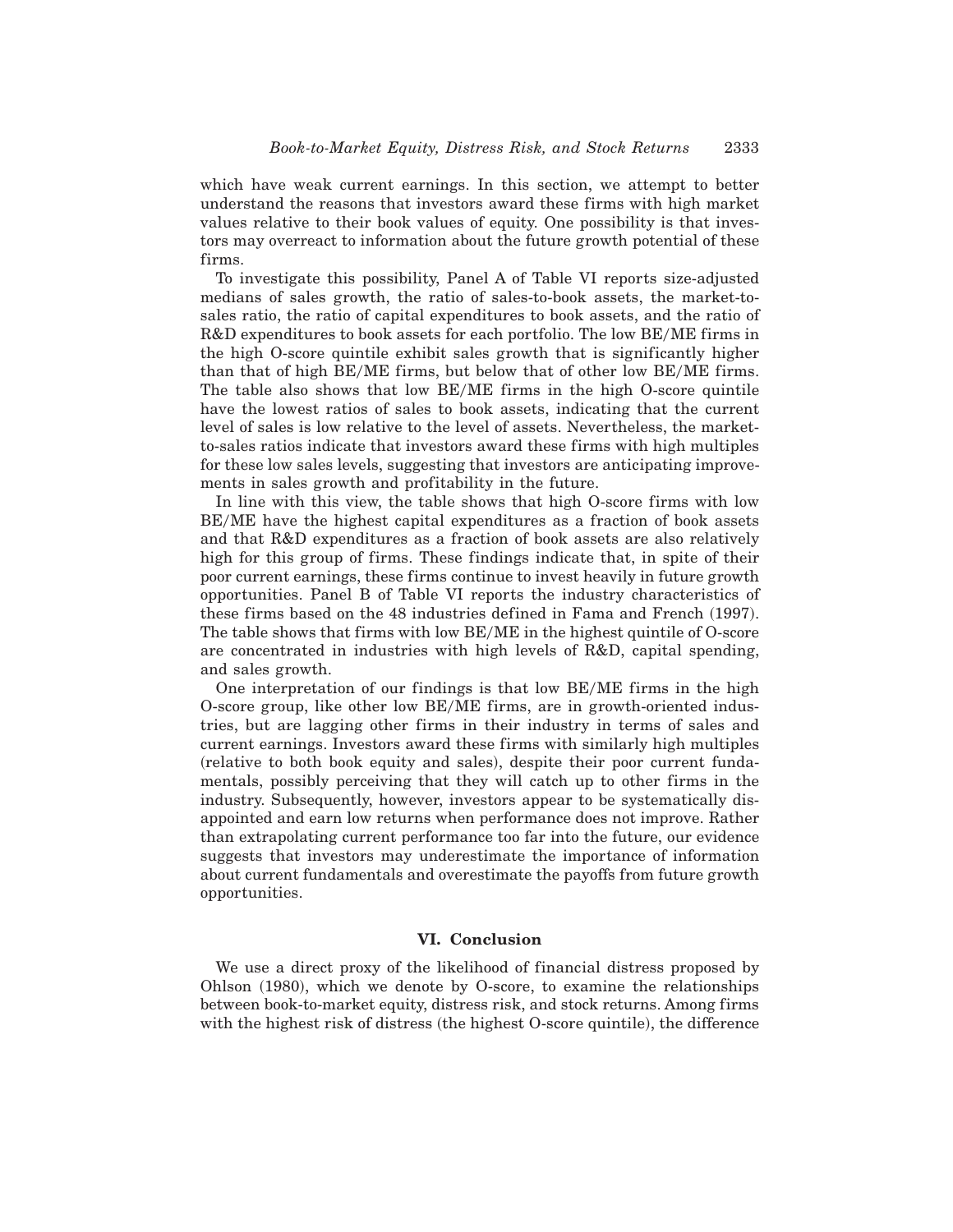which have weak current earnings. In this section, we attempt to better understand the reasons that investors award these firms with high market values relative to their book values of equity. One possibility is that investors may overreact to information about the future growth potential of these firms.

To investigate this possibility, Panel A of Table VI reports size-adjusted medians of sales growth, the ratio of sales-to-book assets, the market-to-sales ratio, the ratio of capital expenditures to book assets, and the ratio of R&D expenditures to book assets for each portfolio. The low BE/ME firms in the high O-score quintile exhibit sales growth that is significantly higher than that of high BE/ME firms, but below that of other low BE/ME firms. The table also shows that low BE/ME firms in the high O-score quintile have the lowest ratios of sales to book assets, indicating that the current level of sales is low relative to the level of assets. Nevertheless, the market-to-sales ratios indicate that investors award these firms with high multiples for these low sales levels, suggesting that investors are anticipating improvements in sales growth and profitability in the future.

In line with this view, the table shows that high O-score firms with low BE/ME have the highest capital expenditures as a fraction of book assets and that R&D expenditures as a fraction of book assets are also relatively high for this group of firms. These findings indicate that, in spite of their poor current earnings, these firms continue to invest heavily in future growth opportunities. Panel B of Table VI reports the industry characteristics of these firms based on the 48 industries defined in Fama and French (1997). The table shows that firms with low BE/ME in the highest quintile of O-score are concentrated in industries with high levels of R&D, capital spending, and sales growth.

One interpretation of our findings is that low BE/ME firms in the high O-score group, like other low BE/ME firms, are in growth-oriented industries, but are lagging other firms in their industry in terms of sales and current earnings. Investors award these firms with similarly high multiples (relative to both book equity and sales), despite their poor current fundamentals, possibly perceiving that they will catch up to other firms in the industry. Subsequently, however, investors appear to be systematically disappointed and earn low returns when performance does not improve. Rather than extrapolating current performance too far into the future, our evidence suggests that investors may underestimate the importance of information about current fundamentals and overestimate the payoffs from future growth opportunities.

## VI. Conclusion

We use a direct proxy of the likelihood of financial distress proposed by Ohlson (1980), which we denote by O-score, to examine the relationships between book-to-market equity, distress risk, and stock returns. Among firms with the highest risk of distress (the highest O-score quintile), the difference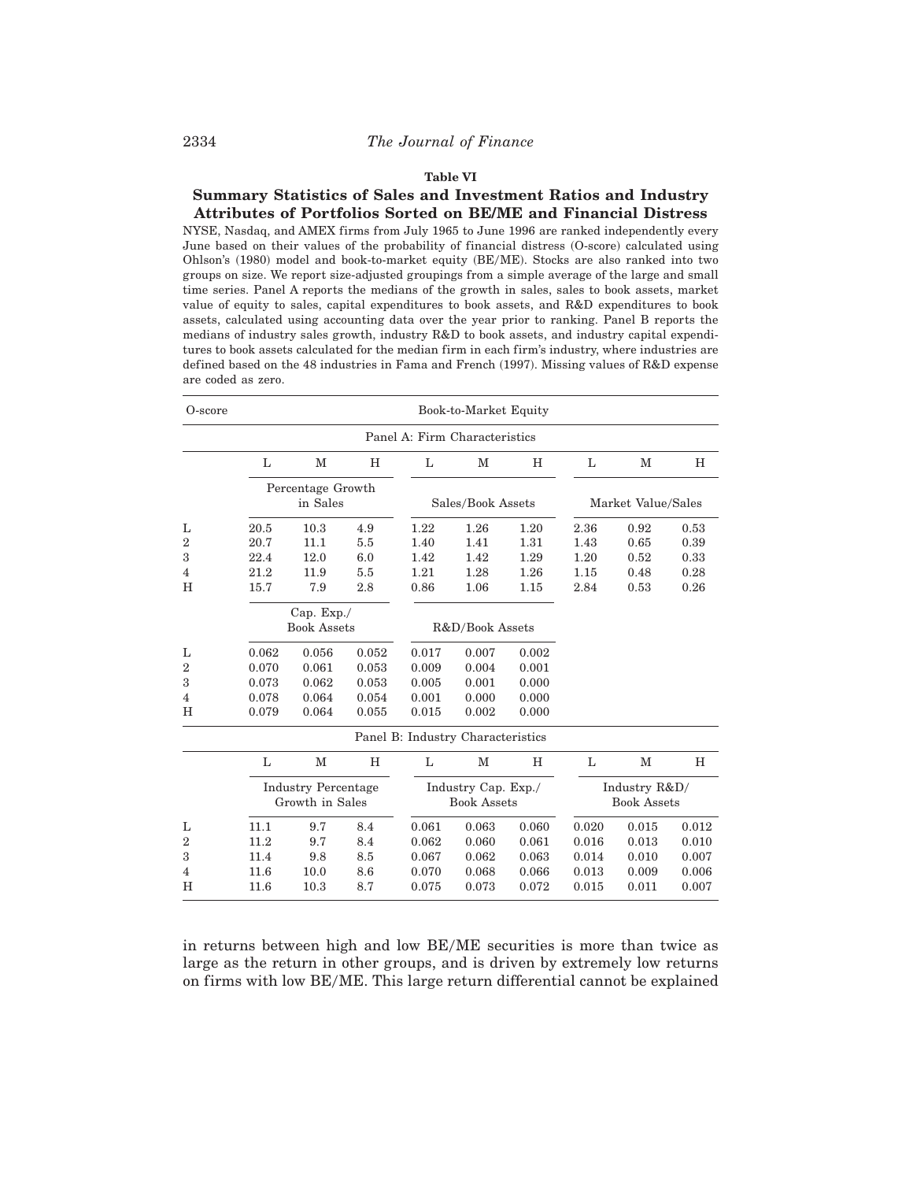**Table VI**

**Summary Statistics of Sales and Investment Ratios and Industry Attributes of Portfolios Sorted on BE/ME and Financial Distress**

NYSE, Nasdaq, and AMEX firms from July 1965 to June 1996 are ranked independently every June based on their values of the probability of financial distress (O-score) calculated using Ohlson's (1980) model and book-to-market equity (BE/ME). Stocks are also ranked into two groups on size. We report size-adjusted groupings from a simple average of the large and small time series. Panel A reports the medians of the growth in sales, sales to book assets, market value of equity to sales, capital expenditures to book assets, and R&D expenditures to book assets, calculated using accounting data over the year prior to ranking. Panel B reports the medians of industry sales growth, industry R&D to book assets, and industry capital expenditures to book assets calculated for the median firm in each firm's industry, where industries are defined based on the 48 industries in Fama and French (1997). Missing values of R&D expense are coded as zero.

| O-score | Book-to-Market Equity | | | | | | | | |
|---|---|---|---|---|---|---|---|---|---|
| | **Panel A: Firm Characteristics** | | | | | | | | |
| | L | M | H | L | M | H | L | M | H |
| | Percentage Growth in Sales | | | Sales/Book Assets | | | Market Value/Sales | | |
| L | 20.5 | 10.3 | 4.9 | 1.22 | 1.26 | 1.20 | 2.36 | 0.92 | 0.53 |
| 2 | 20.7 | 11.1 | 5.5 | 1.40 | 1.41 | 1.31 | 1.43 | 0.65 | 0.39 |
| 3 | 22.4 | 12.0 | 6.0 | 1.42 | 1.42 | 1.29 | 1.20 | 0.52 | 0.33 |
| 4 | 21.2 | 11.9 | 5.5 | 1.21 | 1.28 | 1.26 | 1.15 | 0.48 | 0.28 |
| H | 15.7 | 7.9 | 2.8 | 0.86 | 1.06 | 1.15 | 2.84 | 0.53 | 0.26 |
| | Cap. Exp./ Book Assets | | | R&D/Book Assets | | | | | |
| L | 0.062 | 0.056 | 0.052 | 0.017 | 0.007 | 0.002 | | | |
| 2 | 0.070 | 0.061 | 0.053 | 0.009 | 0.004 | 0.001 | | | |
| 3 | 0.073 | 0.062 | 0.053 | 0.005 | 0.001 | 0.000 | | | |
| 4 | 0.078 | 0.064 | 0.054 | 0.001 | 0.000 | 0.000 | | | |
| H | 0.079 | 0.064 | 0.055 | 0.015 | 0.002 | 0.000 | | | |
| | **Panel B: Industry Characteristics** | | | | | | | | |
| | L | M | H | L | M | H | L | M | H |
| | Industry Percentage Growth in Sales | | | Industry Cap. Exp./ Book Assets | | | Industry R&D/ Book Assets | | |
| L | 11.1 | 9.7 | 8.4 | 0.061 | 0.063 | 0.060 | 0.020 | 0.015 | 0.012 |
| 2 | 11.2 | 9.7 | 8.4 | 0.062 | 0.060 | 0.061 | 0.016 | 0.013 | 0.010 |
| 3 | 11.4 | 9.8 | 8.5 | 0.067 | 0.062 | 0.063 | 0.014 | 0.010 | 0.007 |
| 4 | 11.6 | 10.0 | 8.6 | 0.070 | 0.068 | 0.066 | 0.013 | 0.009 | 0.006 |
| H | 11.6 | 10.3 | 8.7 | 0.075 | 0.073 | 0.072 | 0.015 | 0.011 | 0.007 |

in returns between high and low BE/ME securities is more than twice as large as the return in other groups, and is driven by extremely low returns on firms with low BE/ME. This large return differential cannot be explained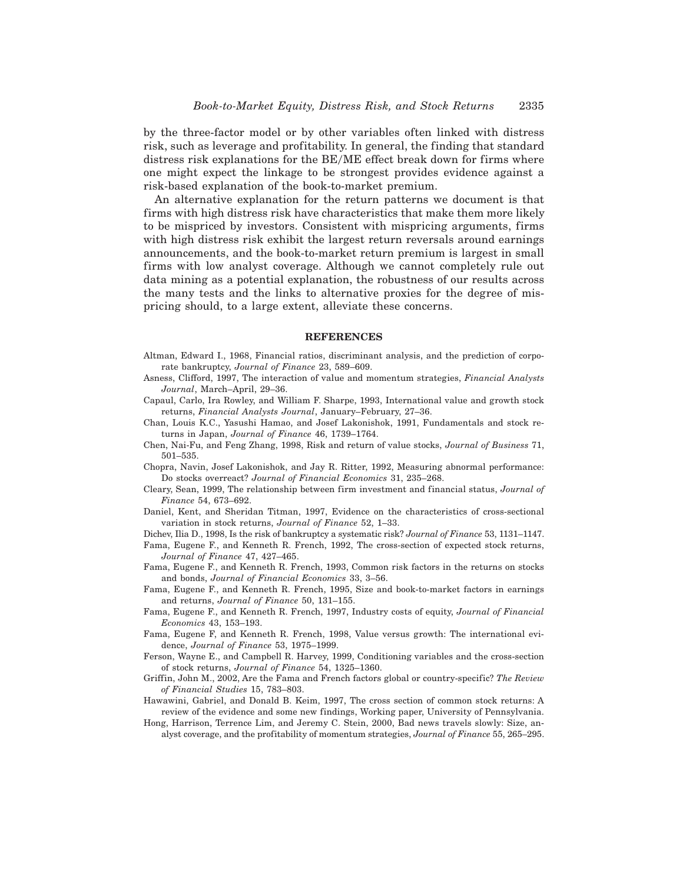by the three-factor model or by other variables often linked with distress risk, such as leverage and profitability. In general, the finding that standard distress risk explanations for the BE/ME effect break down for firms where one might expect the linkage to be strongest provides evidence against a risk-based explanation of the book-to-market premium.

An alternative explanation for the return patterns we document is that firms with high distress risk have characteristics that make them more likely to be mispriced by investors. Consistent with mispricing arguments, firms with high distress risk exhibit the largest return reversals around earnings announcements, and the book-to-market return premium is largest in small firms with low analyst coverage. Although we cannot completely rule out data mining as a potential explanation, the robustness of our results across the many tests and the links to alternative proxies for the degree of mispricing should, to a large extent, alleviate these concerns.

## REFERENCES

Altman, Edward I., 1968, Financial ratios, discriminant analysis, and the prediction of corporate bankruptcy, *Journal of Finance* 23, 589–609.

Asness, Clifford, 1997, The interaction of value and momentum strategies, *Financial Analysts Journal*, March–April, 29–36.

Capaul, Carlo, Ira Rowley, and William F. Sharpe, 1993, International value and growth stock returns, *Financial Analysts Journal*, January–February, 27–36.

Chan, Louis K.C., Yasushi Hamao, and Josef Lakonishok, 1991, Fundamentals and stock returns in Japan, *Journal of Finance* 46, 1739–1764.

Chen, Nai-Fu, and Feng Zhang, 1998, Risk and return of value stocks, *Journal of Business* 71, 501–535.

Chopra, Navin, Josef Lakonishok, and Jay R. Ritter, 1992, Measuring abnormal performance: Do stocks overreact? *Journal of Financial Economics* 31, 235–268.

Cleary, Sean, 1999, The relationship between firm investment and financial status, *Journal of Finance* 54, 673–692.

Daniel, Kent, and Sheridan Titman, 1997, Evidence on the characteristics of cross-sectional variation in stock returns, *Journal of Finance* 52, 1–33.

Dichev, Ilia D., 1998, Is the risk of bankruptcy a systematic risk? *Journal of Finance* 53, 1131–1147.

Fama, Eugene F., and Kenneth R. French, 1992, The cross-section of expected stock returns, *Journal of Finance* 47, 427–465.

Fama, Eugene F., and Kenneth R. French, 1993, Common risk factors in the returns on stocks and bonds, *Journal of Financial Economics* 33, 3–56.

Fama, Eugene F., and Kenneth R. French, 1995, Size and book-to-market factors in earnings and returns, *Journal of Finance* 50, 131–155.

Fama, Eugene F., and Kenneth R. French, 1997, Industry costs of equity, *Journal of Financial Economics* 43, 153–193.

Fama, Eugene F, and Kenneth R. French, 1998, Value versus growth: The international evidence, *Journal of Finance* 53, 1975–1999.

Ferson, Wayne E., and Campbell R. Harvey, 1999, Conditioning variables and the cross-section of stock returns, *Journal of Finance* 54, 1325–1360.

Griffin, John M., 2002, Are the Fama and French factors global or country-specific? *The Review of Financial Studies* 15, 783–803.

Hawawini, Gabriel, and Donald B. Keim, 1997, The cross section of common stock returns: A review of the evidence and some new findings, Working paper, University of Pennsylvania.

Hong, Harrison, Terrence Lim, and Jeremy C. Stein, 2000, Bad news travels slowly: Size, analyst coverage, and the profitability of momentum strategies, *Journal of Finance* 55, 265–295.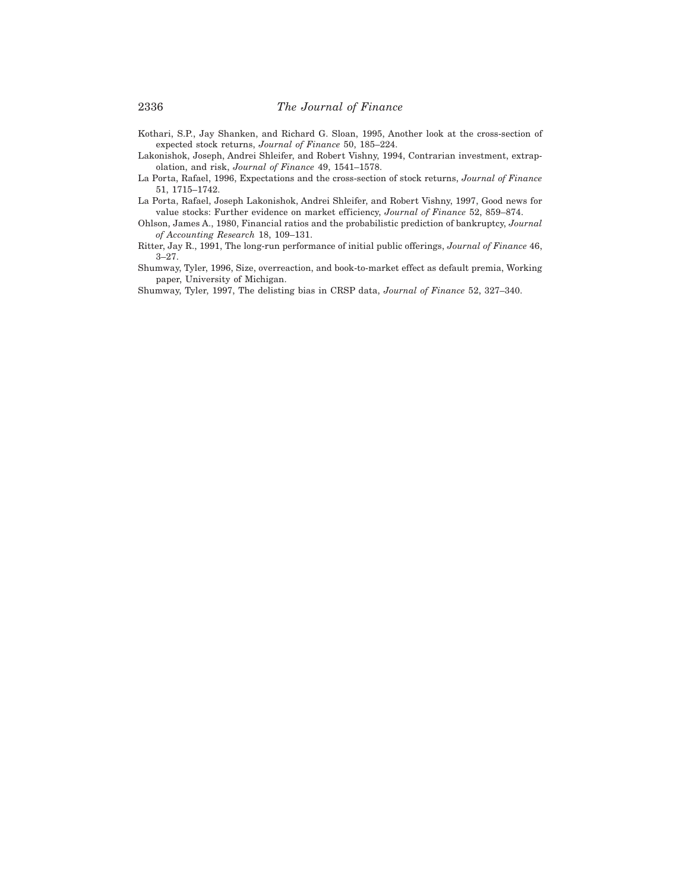Kothari, S.P., Jay Shanken, and Richard G. Sloan, 1995, Another look at the cross-section of expected stock returns, *Journal of Finance* 50, 185–224.

Lakonishok, Joseph, Andrei Shleifer, and Robert Vishny, 1994, Contrarian investment, extrapolation, and risk, *Journal of Finance* 49, 1541–1578.

La Porta, Rafael, 1996, Expectations and the cross-section of stock returns, *Journal of Finance* 51, 1715–1742.

La Porta, Rafael, Joseph Lakonishok, Andrei Shleifer, and Robert Vishny, 1997, Good news for value stocks: Further evidence on market efficiency, *Journal of Finance* 52, 859–874.

Ohlson, James A., 1980, Financial ratios and the probabilistic prediction of bankruptcy, *Journal of Accounting Research* 18, 109–131.

Ritter, Jay R., 1991, The long-run performance of initial public offerings, *Journal of Finance* 46, 3–27.

Shumway, Tyler, 1996, Size, overreaction, and book-to-market effect as default premia, Working paper, University of Michigan.

Shumway, Tyler, 1997, The delisting bias in CRSP data, *Journal of Finance* 52, 327–340.